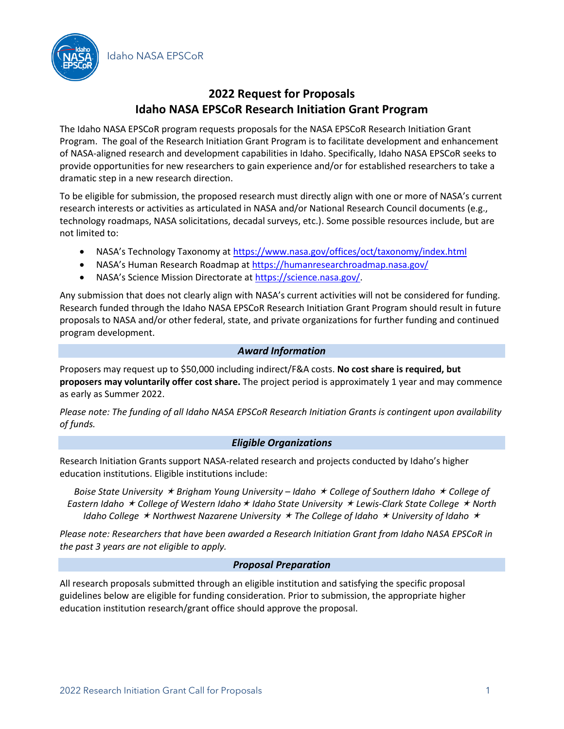Idaho NASA EPSCoR

# 2022 Request for Proposals
# Idaho NASA EPSCoR Research Initiation Grant Program

The Idaho NASA EPSCoR program requests proposals for the NASA EPSCoR Research Initiation Grant Program. The goal of the Research Initiation Grant Program is to facilitate development and enhancement of NASA-aligned research and development capabilities in Idaho. Specifically, Idaho NASA EPSCoR seeks to provide opportunities for new researchers to gain experience and/or for established researchers to take a dramatic step in a new research direction.

To be eligible for submission, the proposed research must directly align with one or more of NASA's current research interests or activities as articulated in NASA and/or National Research Council documents (e.g., technology roadmaps, NASA solicitations, decadal surveys, etc.). Some possible resources include, but are not limited to:

- NASA's Technology Taxonomy at https://www.nasa.gov/offices/oct/taxonomy/index.html
- NASA's Human Research Roadmap at https://humanresearchroadmap.nasa.gov/
- NASA's Science Mission Directorate at https://science.nasa.gov/.

Any submission that does not clearly align with NASA's current activities will not be considered for funding. Research funded through the Idaho NASA EPSCoR Research Initiation Grant Program should result in future proposals to NASA and/or other federal, state, and private organizations for further funding and continued program development.

## *Award Information*

Proposers may request up to $50,000 including indirect/F&A costs. **No cost share is required, but proposers may voluntarily offer cost share.** The project period is approximately 1 year and may commence as early as Summer 2022.

*Please note: The funding of all Idaho NASA EPSCoR Research Initiation Grants is contingent upon availability of funds.*

## *Eligible Organizations*

Research Initiation Grants support NASA-related research and projects conducted by Idaho's higher education institutions. Eligible institutions include:

*Boise State University ✶ Brigham Young University – Idaho ✶ College of Southern Idaho ✶ College of Eastern Idaho ✶ College of Western Idaho ✶ Idaho State University ✶ Lewis-Clark State College ✶ North Idaho College ✶ Northwest Nazarene University ✶ The College of Idaho ✶ University of Idaho ✶*

*Please note: Researchers that have been awarded a Research Initiation Grant from Idaho NASA EPSCoR in the past 3 years are not eligible to apply.*

## *Proposal Preparation*

All research proposals submitted through an eligible institution and satisfying the specific proposal guidelines below are eligible for funding consideration. Prior to submission, the appropriate higher education institution research/grant office should approve the proposal.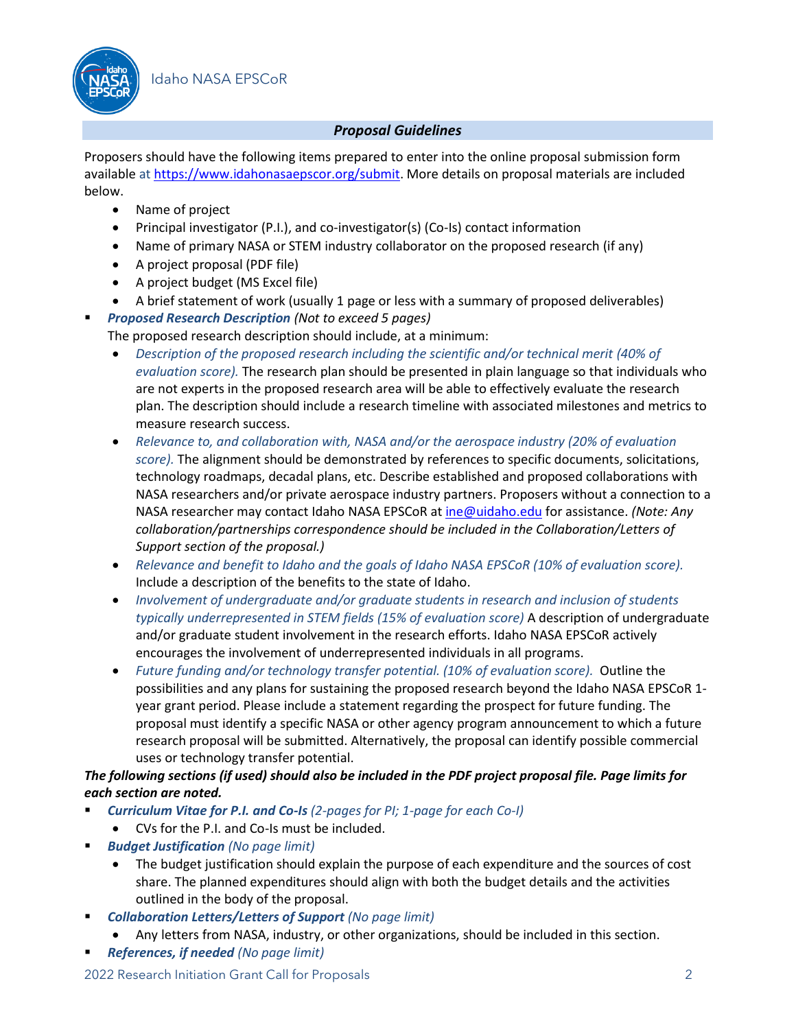## *Proposal Guidelines*

Proposers should have the following items prepared to enter into the online proposal submission form available at https://www.idahonasaepscor.org/submit. More details on proposal materials are included below.

- Name of project
- Principal investigator (P.I.), and co-investigator(s) (Co-Is) contact information
- Name of primary NASA or STEM industry collaborator on the proposed research (if any)
- A project proposal (PDF file)
- A project budget (MS Excel file)
- A brief statement of work (usually 1 page or less with a summary of proposed deliverables)

- ***Proposed Research Description*** *(Not to exceed 5 pages)*

  The proposed research description should include, at a minimum:

  - *Description of the proposed research including the scientific and/or technical merit (40% of evaluation score).* The research plan should be presented in plain language so that individuals who are not experts in the proposed research area will be able to effectively evaluate the research plan. The description should include a research timeline with associated milestones and metrics to measure research success.
  - *Relevance to, and collaboration with, NASA and/or the aerospace industry (20% of evaluation score).* The alignment should be demonstrated by references to specific documents, solicitations, technology roadmaps, decadal plans, etc. Describe established and proposed collaborations with NASA researchers and/or private aerospace industry partners. Proposers without a connection to a NASA researcher may contact Idaho NASA EPSCoR at ine@uidaho.edu for assistance. *(Note: Any collaboration/partnerships correspondence should be included in the Collaboration/Letters of Support section of the proposal.)*
  - *Relevance and benefit to Idaho and the goals of Idaho NASA EPSCoR (10% of evaluation score).* Include a description of the benefits to the state of Idaho.
  - *Involvement of undergraduate and/or graduate students in research and inclusion of students typically underrepresented in STEM fields (15% of evaluation score)* A description of undergraduate and/or graduate student involvement in the research efforts. Idaho NASA EPSCoR actively encourages the involvement of underrepresented individuals in all programs.
  - *Future funding and/or technology transfer potential. (10% of evaluation score).* Outline the possibilities and any plans for sustaining the proposed research beyond the Idaho NASA EPSCoR 1-year grant period. Please include a statement regarding the prospect for future funding. The proposal must identify a specific NASA or other agency program announcement to which a future research proposal will be submitted. Alternatively, the proposal can identify possible commercial uses or technology transfer potential.

***The following sections (if used) should also be included in the PDF project proposal file. Page limits for each section are noted.***

- ***Curriculum Vitae for P.I. and Co-Is*** *(2-pages for PI; 1-page for each Co-I)*
  - CVs for the P.I. and Co-Is must be included.
- ***Budget Justification*** *(No page limit)*
  - The budget justification should explain the purpose of each expenditure and the sources of cost share. The planned expenditures should align with both the budget details and the activities outlined in the body of the proposal.
- ***Collaboration Letters/Letters of Support*** *(No page limit)*
  - Any letters from NASA, industry, or other organizations, should be included in this section.
- ***References, if needed*** *(No page limit)*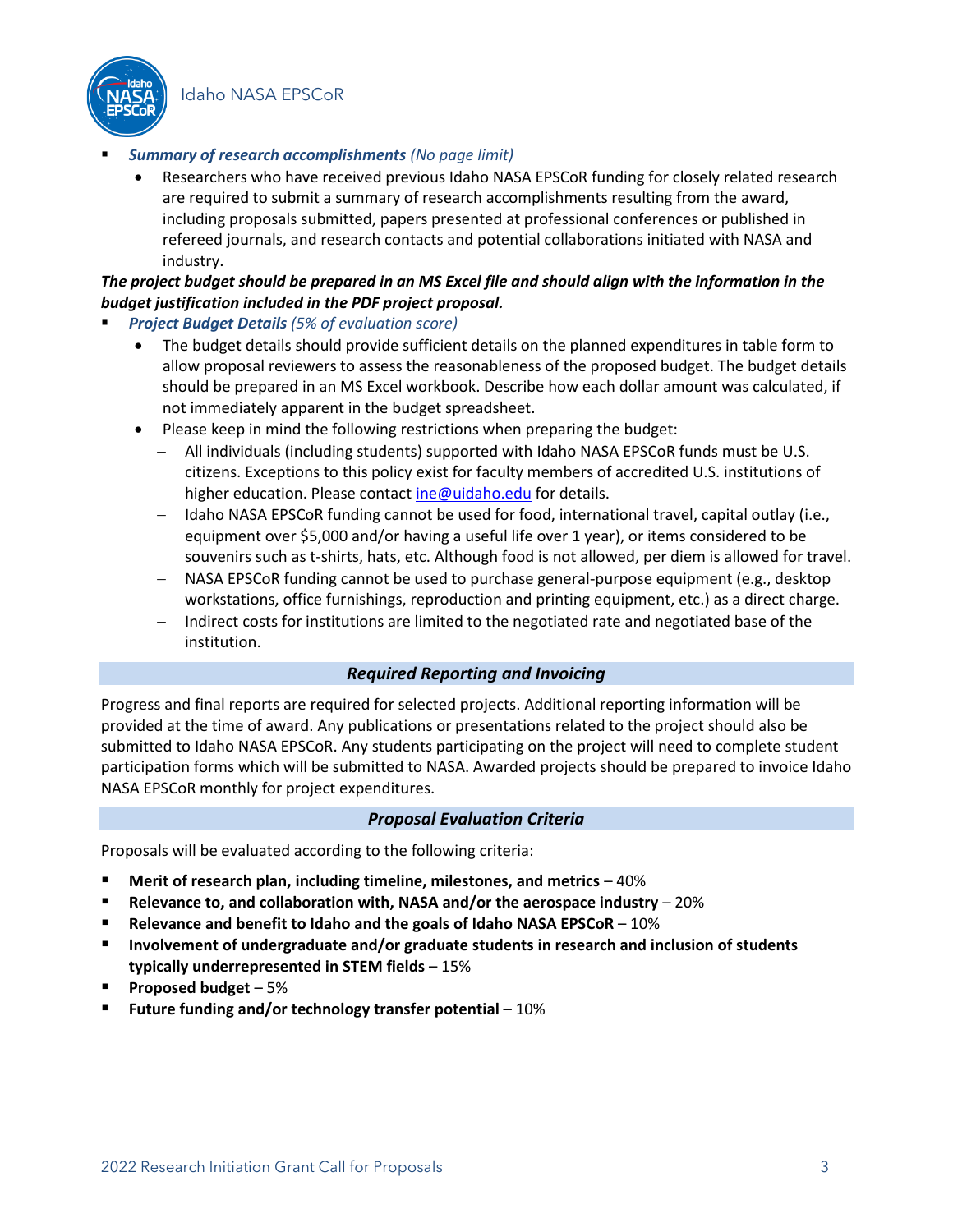- ***Summary of research accomplishments*** *(No page limit)*
  - Researchers who have received previous Idaho NASA EPSCoR funding for closely related research are required to submit a summary of research accomplishments resulting from the award, including proposals submitted, papers presented at professional conferences or published in refereed journals, and research contacts and potential collaborations initiated with NASA and industry.

***The project budget should be prepared in an MS Excel file and should align with the information in the budget justification included in the PDF project proposal.***

- ***Project Budget Details*** *(5% of evaluation score)*
  - The budget details should provide sufficient details on the planned expenditures in table form to allow proposal reviewers to assess the reasonableness of the proposed budget. The budget details should be prepared in an MS Excel workbook. Describe how each dollar amount was calculated, if not immediately apparent in the budget spreadsheet.
  - Please keep in mind the following restrictions when preparing the budget:
    - All individuals (including students) supported with Idaho NASA EPSCoR funds must be U.S. citizens. Exceptions to this policy exist for faculty members of accredited U.S. institutions of higher education. Please contact ine@uidaho.edu for details.
    - Idaho NASA EPSCoR funding cannot be used for food, international travel, capital outlay (i.e., equipment over $5,000 and/or having a useful life over 1 year), or items considered to be souvenirs such as t-shirts, hats, etc. Although food is not allowed, per diem is allowed for travel.
    - NASA EPSCoR funding cannot be used to purchase general-purpose equipment (e.g., desktop workstations, office furnishings, reproduction and printing equipment, etc.) as a direct charge.
    - Indirect costs for institutions are limited to the negotiated rate and negotiated base of the institution.

## *Required Reporting and Invoicing*

Progress and final reports are required for selected projects. Additional reporting information will be provided at the time of award. Any publications or presentations related to the project should also be submitted to Idaho NASA EPSCoR. Any students participating on the project will need to complete student participation forms which will be submitted to NASA. Awarded projects should be prepared to invoice Idaho NASA EPSCoR monthly for project expenditures.

## *Proposal Evaluation Criteria*

Proposals will be evaluated according to the following criteria:

- **Merit of research plan, including timeline, milestones, and metrics** – 40%
- **Relevance to, and collaboration with, NASA and/or the aerospace industry** – 20%
- **Relevance and benefit to Idaho and the goals of Idaho NASA EPSCoR** – 10%
- **Involvement of undergraduate and/or graduate students in research and inclusion of students typically underrepresented in STEM fields** – 15%
- **Proposed budget** – 5%
- **Future funding and/or technology transfer potential** – 10%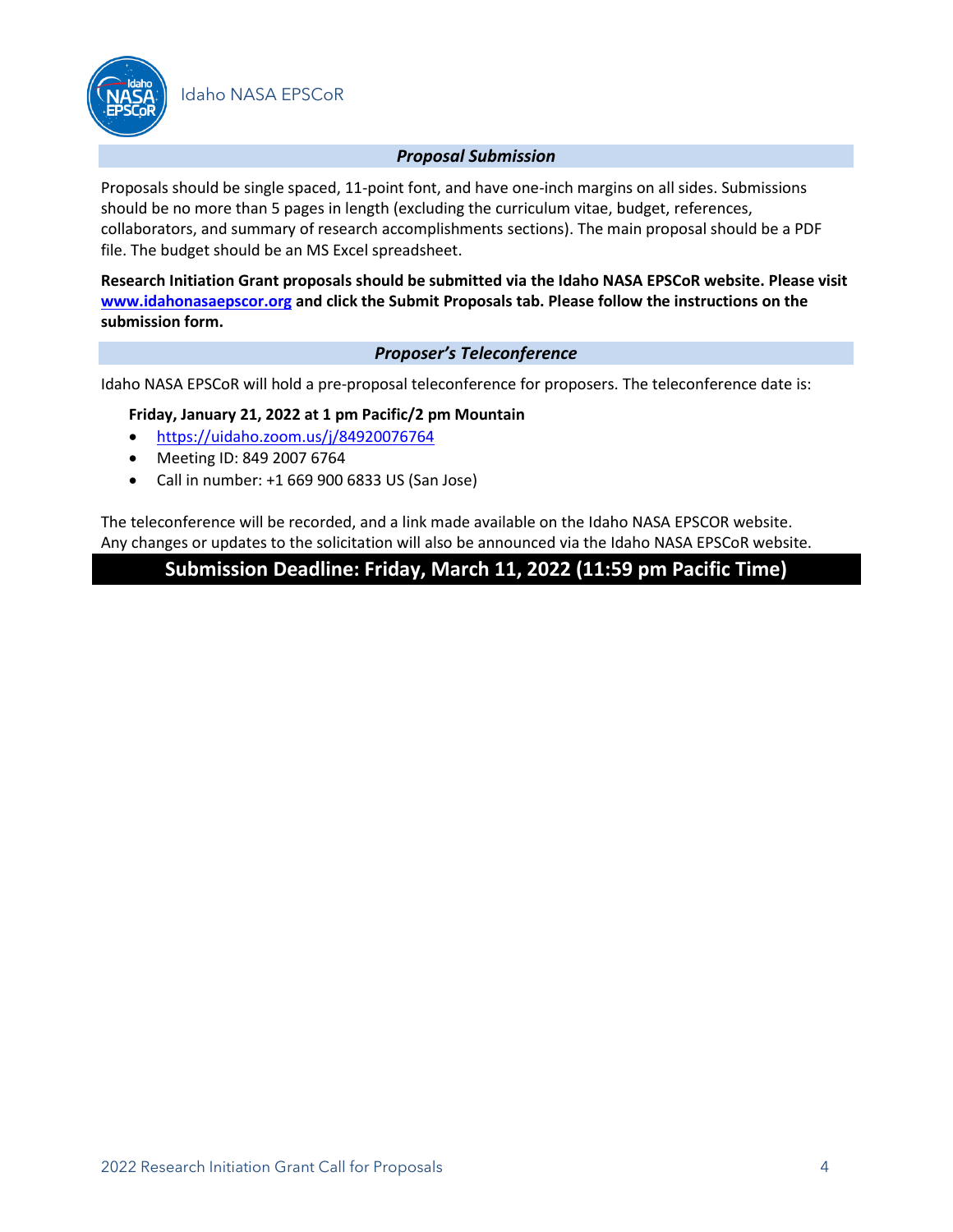## *Proposal Submission*

Proposals should be single spaced, 11-point font, and have one-inch margins on all sides. Submissions should be no more than 5 pages in length (excluding the curriculum vitae, budget, references, collaborators, and summary of research accomplishments sections). The main proposal should be a PDF file. The budget should be an MS Excel spreadsheet.

**Research Initiation Grant proposals should be submitted via the Idaho NASA EPSCoR website. Please visit [www.idahonasaepscor.org](http://www.idahonasaepscor.org) and click the Submit Proposals tab. Please follow the instructions on the submission form.**

## *Proposer's Teleconference*

Idaho NASA EPSCoR will hold a pre-proposal teleconference for proposers. The teleconference date is:

**Friday, January 21, 2022 at 1 pm Pacific/2 pm Mountain**

- https://uidaho.zoom.us/j/84920076764
- Meeting ID: 849 2007 6764
- Call in number: +1 669 900 6833 US (San Jose)

The teleconference will be recorded, and a link made available on the Idaho NASA EPSCOR website. Any changes or updates to the solicitation will also be announced via the Idaho NASA EPSCoR website.

## Submission Deadline: Friday, March 11, 2022 (11:59 pm Pacific Time)